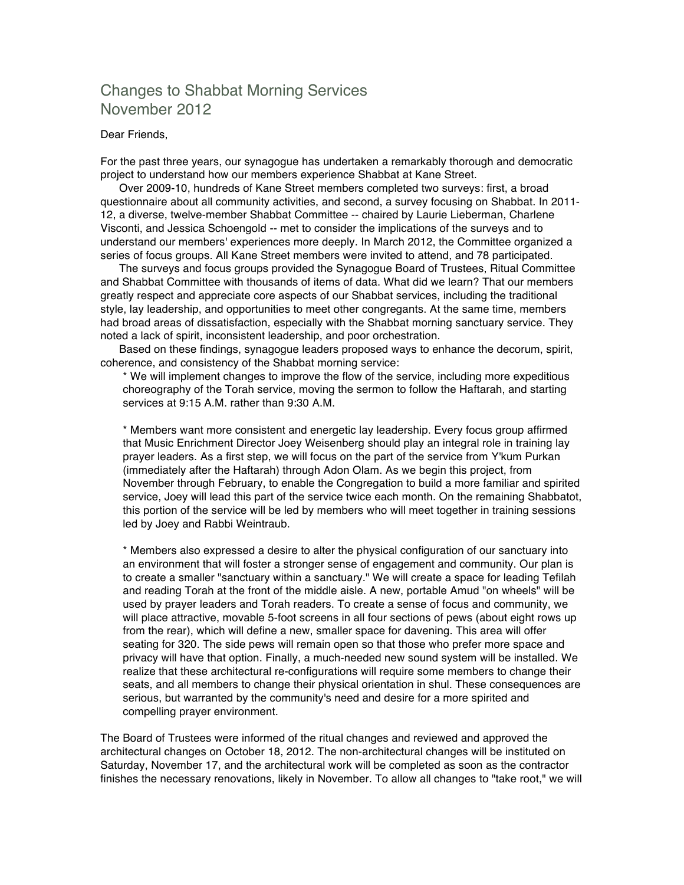# Changes to Shabbat Morning Services
# November 2012

Dear Friends,

For the past three years, our synagogue has undertaken a remarkably thorough and democratic project to understand how our members experience Shabbat at Kane Street.

Over 2009-10, hundreds of Kane Street members completed two surveys: first, a broad questionnaire about all community activities, and second, a survey focusing on Shabbat. In 2011-12, a diverse, twelve-member Shabbat Committee -- chaired by Laurie Lieberman, Charlene Visconti, and Jessica Schoengold -- met to consider the implications of the surveys and to understand our members' experiences more deeply. In March 2012, the Committee organized a series of focus groups. All Kane Street members were invited to attend, and 78 participated.

The surveys and focus groups provided the Synagogue Board of Trustees, Ritual Committee and Shabbat Committee with thousands of items of data. What did we learn? That our members greatly respect and appreciate core aspects of our Shabbat services, including the traditional style, lay leadership, and opportunities to meet other congregants. At the same time, members had broad areas of dissatisfaction, especially with the Shabbat morning sanctuary service. They noted a lack of spirit, inconsistent leadership, and poor orchestration.

Based on these findings, synagogue leaders proposed ways to enhance the decorum, spirit, coherence, and consistency of the Shabbat morning service:

* We will implement changes to improve the flow of the service, including more expeditious choreography of the Torah service, moving the sermon to follow the Haftarah, and starting services at 9:15 A.M. rather than 9:30 A.M.

* Members want more consistent and energetic lay leadership. Every focus group affirmed that Music Enrichment Director Joey Weisenberg should play an integral role in training lay prayer leaders. As a first step, we will focus on the part of the service from Y'kum Purkan (immediately after the Haftarah) through Adon Olam. As we begin this project, from November through February, to enable the Congregation to build a more familiar and spirited service, Joey will lead this part of the service twice each month. On the remaining Shabbatot, this portion of the service will be led by members who will meet together in training sessions led by Joey and Rabbi Weintraub.

* Members also expressed a desire to alter the physical configuration of our sanctuary into an environment that will foster a stronger sense of engagement and community. Our plan is to create a smaller "sanctuary within a sanctuary." We will create a space for leading Tefilah and reading Torah at the front of the middle aisle. A new, portable Amud "on wheels" will be used by prayer leaders and Torah readers. To create a sense of focus and community, we will place attractive, movable 5-foot screens in all four sections of pews (about eight rows up from the rear), which will define a new, smaller space for davening. This area will offer seating for 320. The side pews will remain open so that those who prefer more space and privacy will have that option. Finally, a much-needed new sound system will be installed. We realize that these architectural re-configurations will require some members to change their seats, and all members to change their physical orientation in shul. These consequences are serious, but warranted by the community's need and desire for a more spirited and compelling prayer environment.

The Board of Trustees were informed of the ritual changes and reviewed and approved the architectural changes on October 18, 2012. The non-architectural changes will be instituted on Saturday, November 17, and the architectural work will be completed as soon as the contractor finishes the necessary renovations, likely in November. To allow all changes to "take root," we will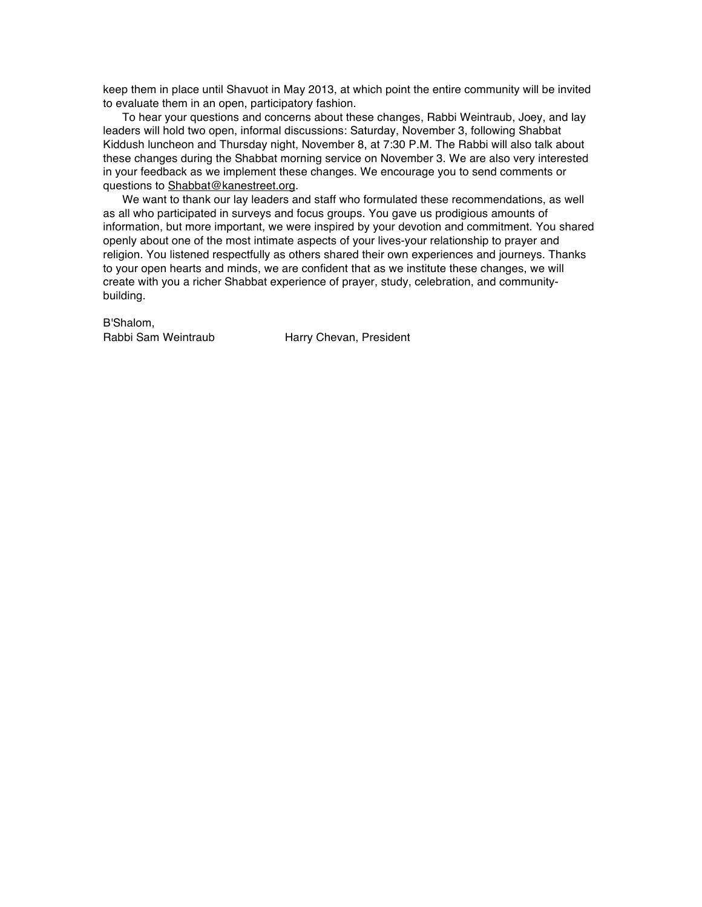keep them in place until Shavuot in May 2013, at which point the entire community will be invited to evaluate them in an open, participatory fashion.

To hear your questions and concerns about these changes, Rabbi Weintraub, Joey, and lay leaders will hold two open, informal discussions: Saturday, November 3, following Shabbat Kiddush luncheon and Thursday night, November 8, at 7:30 P.M. The Rabbi will also talk about these changes during the Shabbat morning service on November 3. We are also very interested in your feedback as we implement these changes. We encourage you to send comments or questions to Shabbat@kanestreet.org.

We want to thank our lay leaders and staff who formulated these recommendations, as well as all who participated in surveys and focus groups. You gave us prodigious amounts of information, but more important, we were inspired by your devotion and commitment. You shared openly about one of the most intimate aspects of your lives-your relationship to prayer and religion. You listened respectfully as others shared their own experiences and journeys. Thanks to your open hearts and minds, we are confident that as we institute these changes, we will create with you a richer Shabbat experience of prayer, study, celebration, and community-building.

B'Shalom,

Rabbi Sam Weintraub          Harry Chevan, President